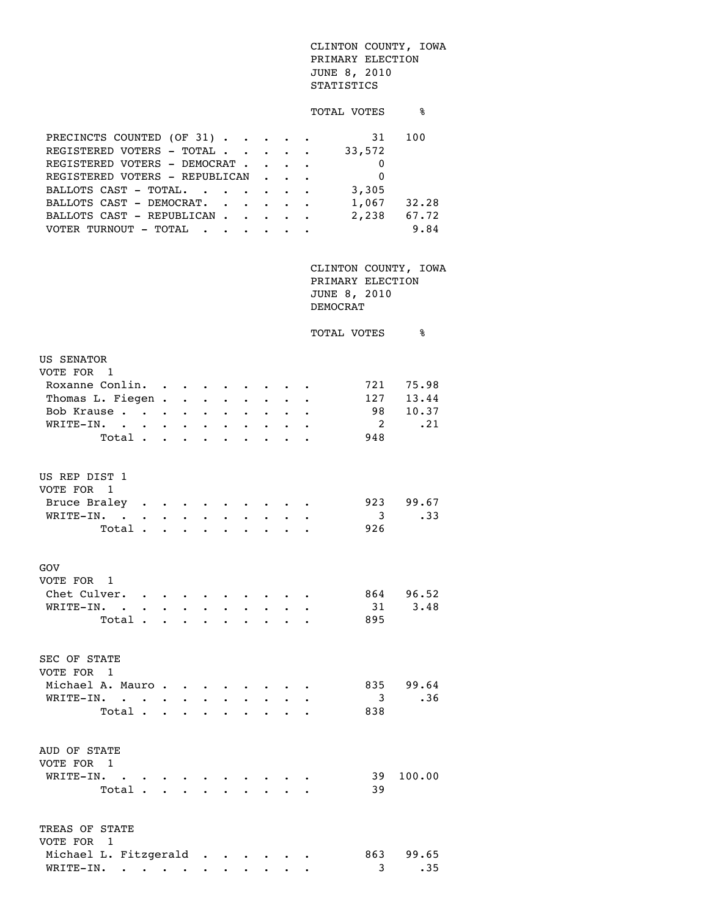CLINTON COUNTY, IOWA
PRIMARY ELECTION
JUNE 8, 2010
STATISTICS

| | TOTAL VOTES | % |
|---|---|---|
| PRECINCTS COUNTED (OF 31) | 31 | 100 |
| REGISTERED VOTERS - TOTAL | 33,572 | |
| REGISTERED VOTERS - DEMOCRAT | 0 | |
| REGISTERED VOTERS - REPUBLICAN | 0 | |
| BALLOTS CAST - TOTAL. | 3,305 | |
| BALLOTS CAST - DEMOCRAT. | 1,067 | 32.28 |
| BALLOTS CAST - REPUBLICAN | 2,238 | 67.72 |
| VOTER TURNOUT - TOTAL | | 9.84 |

CLINTON COUNTY, IOWA
PRIMARY ELECTION
JUNE 8, 2010
DEMOCRAT

**US SENATOR**
VOTE FOR 1

| | TOTAL VOTES | % |
|---|---|---|
| Roxanne Conlin. | 721 | 75.98 |
| Thomas L. Fiegen | 127 | 13.44 |
| Bob Krause | 98 | 10.37 |
| WRITE-IN. | 2 | .21 |
| Total | 948 | |

**US REP DIST 1**
VOTE FOR 1

| | TOTAL VOTES | % |
|---|---|---|
| Bruce Braley | 923 | 99.67 |
| WRITE-IN. | 3 | .33 |
| Total | 926 | |

**GOV**
VOTE FOR 1

| | TOTAL VOTES | % |
|---|---|---|
| Chet Culver. | 864 | 96.52 |
| WRITE-IN. | 31 | 3.48 |
| Total | 895 | |

**SEC OF STATE**
VOTE FOR 1

| | TOTAL VOTES | % |
|---|---|---|
| Michael A. Mauro | 835 | 99.64 |
| WRITE-IN. | 3 | .36 |
| Total | 838 | |

**AUD OF STATE**
VOTE FOR 1

| | TOTAL VOTES | % |
|---|---|---|
| WRITE-IN. | 39 | 100.00 |
| Total | 39 | |

**TREAS OF STATE**
VOTE FOR 1

| | TOTAL VOTES | % |
|---|---|---|
| Michael L. Fitzgerald | 863 | 99.65 |
| WRITE-IN. | 3 | .35 |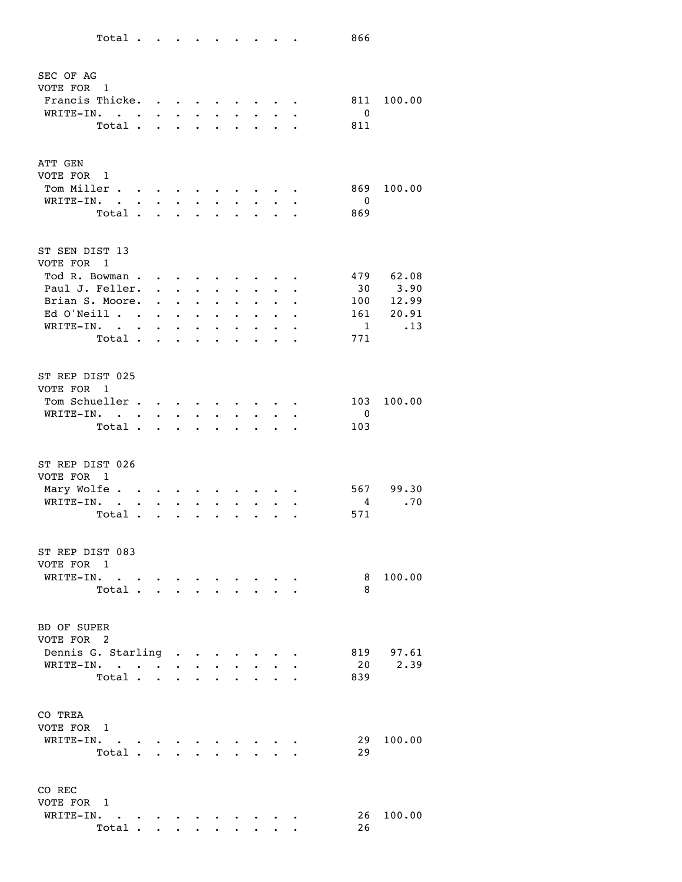| | | |
|---|---|---|
| Total | 866 | |

SEC OF AG
VOTE FOR 1

| | | |
|---|---|---|
| Francis Thicke | 811 | 100.00 |
| WRITE-IN. | 0 | |
| Total | 811 | |

ATT GEN
VOTE FOR 1

| | | |
|---|---|---|
| Tom Miller | 869 | 100.00 |
| WRITE-IN. | 0 | |
| Total | 869 | |

ST SEN DIST 13
VOTE FOR 1

| | | |
|---|---|---|
| Tod R. Bowman | 479 | 62.08 |
| Paul J. Feller | 30 | 3.90 |
| Brian S. Moore | 100 | 12.99 |
| Ed O'Neill | 161 | 20.91 |
| WRITE-IN. | 1 | .13 |
| Total | 771 | |

ST REP DIST 025
VOTE FOR 1

| | | |
|---|---|---|
| Tom Schueller | 103 | 100.00 |
| WRITE-IN. | 0 | |
| Total | 103 | |

ST REP DIST 026
VOTE FOR 1

| | | |
|---|---|---|
| Mary Wolfe | 567 | 99.30 |
| WRITE-IN. | 4 | .70 |
| Total | 571 | |

ST REP DIST 083
VOTE FOR 1

| | | |
|---|---|---|
| WRITE-IN. | 8 | 100.00 |
| Total | 8 | |

BD OF SUPER
VOTE FOR 2

| | | |
|---|---|---|
| Dennis G. Starling | 819 | 97.61 |
| WRITE-IN. | 20 | 2.39 |
| Total | 839 | |

CO TREA
VOTE FOR 1

| | | |
|---|---|---|
| WRITE-IN. | 29 | 100.00 |
| Total | 29 | |

CO REC
VOTE FOR 1

| | | |
|---|---|---|
| WRITE-IN. | 26 | 100.00 |
| Total | 26 | |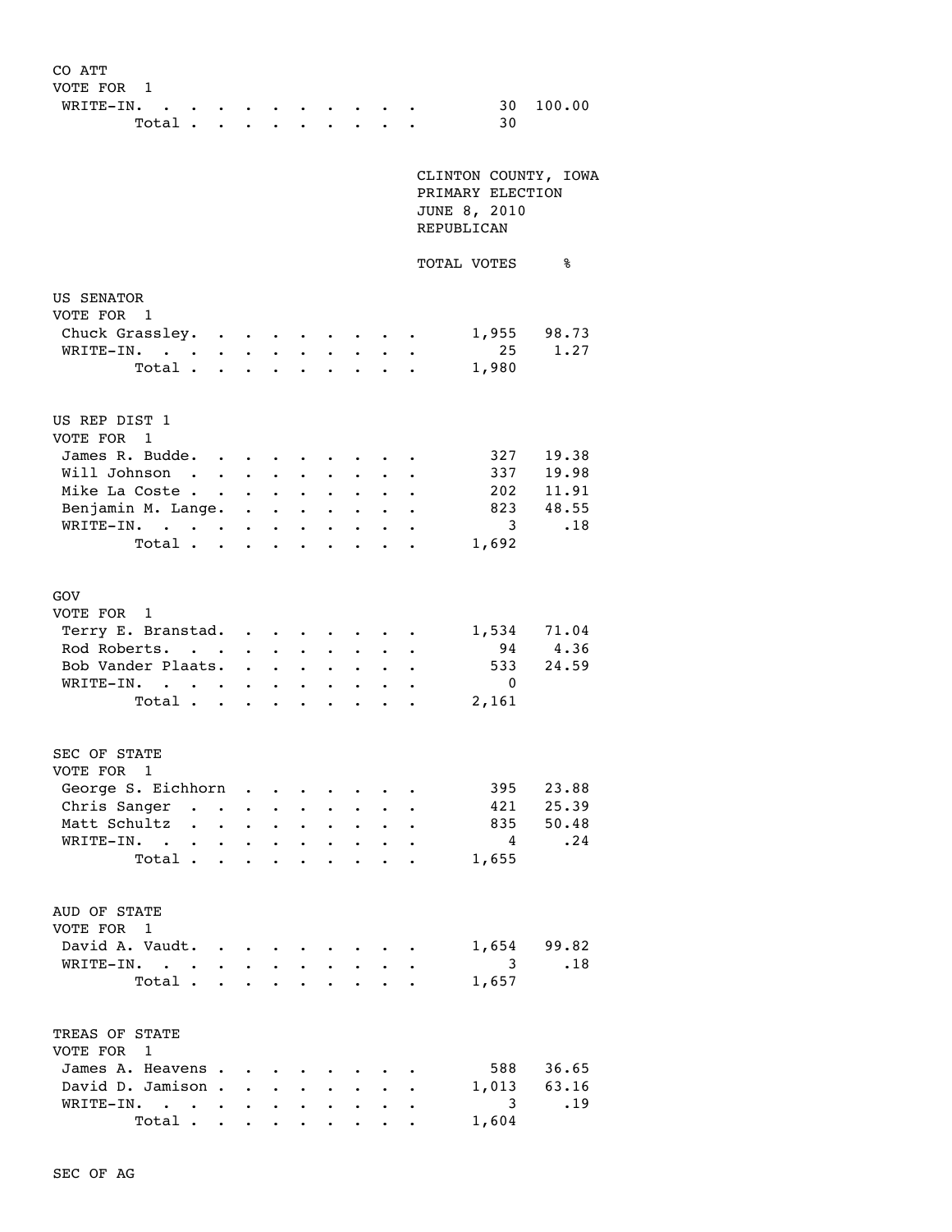CO ATT
VOTE FOR 1

| | | |
|---|---|---|
| WRITE-IN. | 30 | 100.00 |
| Total | 30 | |

CLINTON COUNTY, IOWA
PRIMARY ELECTION
JUNE 8, 2010
REPUBLICAN

| | TOTAL VOTES | % |
|---|---|---|

US SENATOR
VOTE FOR 1

| | TOTAL VOTES | % |
|---|---|---|
| Chuck Grassley. | 1,955 | 98.73 |
| WRITE-IN. | 25 | 1.27 |
| Total | 1,980 | |

US REP DIST 1
VOTE FOR 1

| | TOTAL VOTES | % |
|---|---|---|
| James R. Budde. | 327 | 19.38 |
| Will Johnson | 337 | 19.98 |
| Mike La Coste | 202 | 11.91 |
| Benjamin M. Lange. | 823 | 48.55 |
| WRITE-IN. | 3 | .18 |
| Total | 1,692 | |

GOV
VOTE FOR 1

| | TOTAL VOTES | % |
|---|---|---|
| Terry E. Branstad. | 1,534 | 71.04 |
| Rod Roberts. | 94 | 4.36 |
| Bob Vander Plaats. | 533 | 24.59 |
| WRITE-IN. | 0 | |
| Total | 2,161 | |

SEC OF STATE
VOTE FOR 1

| | TOTAL VOTES | % |
|---|---|---|
| George S. Eichhorn | 395 | 23.88 |
| Chris Sanger | 421 | 25.39 |
| Matt Schultz | 835 | 50.48 |
| WRITE-IN. | 4 | .24 |
| Total | 1,655 | |

AUD OF STATE
VOTE FOR 1

| | TOTAL VOTES | % |
|---|---|---|
| David A. Vaudt. | 1,654 | 99.82 |
| WRITE-IN. | 3 | .18 |
| Total | 1,657 | |

TREAS OF STATE
VOTE FOR 1

| | TOTAL VOTES | % |
|---|---|---|
| James A. Heavens | 588 | 36.65 |
| David D. Jamison | 1,013 | 63.16 |
| WRITE-IN. | 3 | .19 |
| Total | 1,604 | |

SEC OF AG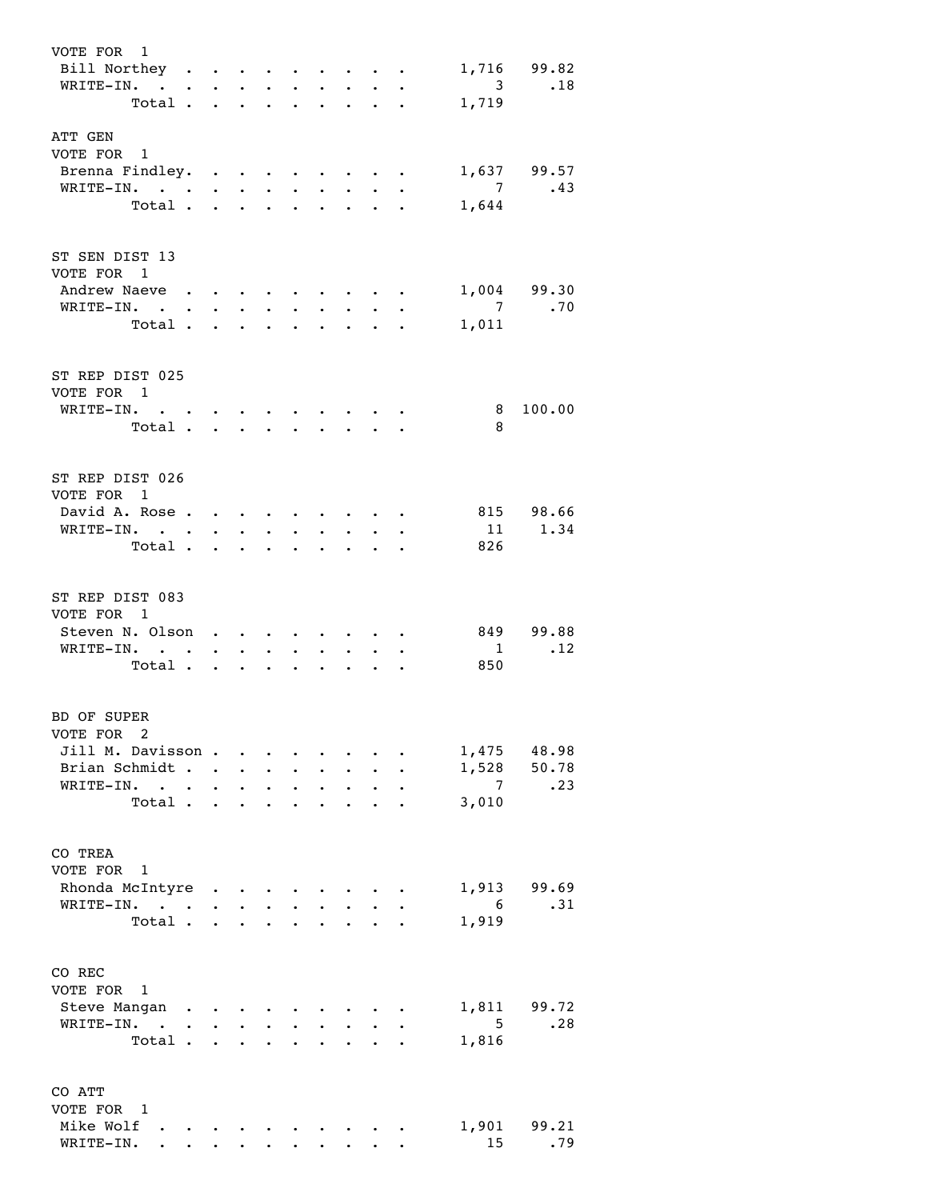VOTE FOR 1

| | Votes | Percent |
|---|---|---|
| Bill Northey | 1,716 | 99.82 |
| WRITE-IN. | 3 | .18 |
| Total | 1,719 | |

ATT GEN

VOTE FOR 1

| | Votes | Percent |
|---|---|---|
| Brenna Findley. | 1,637 | 99.57 |
| WRITE-IN. | 7 | .43 |
| Total | 1,644 | |

ST SEN DIST 13

VOTE FOR 1

| | Votes | Percent |
|---|---|---|
| Andrew Naeve | 1,004 | 99.30 |
| WRITE-IN. | 7 | .70 |
| Total | 1,011 | |

ST REP DIST 025

VOTE FOR 1

| | Votes | Percent |
|---|---|---|
| WRITE-IN. | 8 | 100.00 |
| Total | 8 | |

ST REP DIST 026

VOTE FOR 1

| | Votes | Percent |
|---|---|---|
| David A. Rose | 815 | 98.66 |
| WRITE-IN. | 11 | 1.34 |
| Total | 826 | |

ST REP DIST 083

VOTE FOR 1

| | Votes | Percent |
|---|---|---|
| Steven N. Olson | 849 | 99.88 |
| WRITE-IN. | 1 | .12 |
| Total | 850 | |

BD OF SUPER

VOTE FOR 2

| | Votes | Percent |
|---|---|---|
| Jill M. Davisson | 1,475 | 48.98 |
| Brian Schmidt | 1,528 | 50.78 |
| WRITE-IN. | 7 | .23 |
| Total | 3,010 | |

CO TREA

VOTE FOR 1

| | Votes | Percent |
|---|---|---|
| Rhonda McIntyre | 1,913 | 99.69 |
| WRITE-IN. | 6 | .31 |
| Total | 1,919 | |

CO REC

VOTE FOR 1

| | Votes | Percent |
|---|---|---|
| Steve Mangan | 1,811 | 99.72 |
| WRITE-IN. | 5 | .28 |
| Total | 1,816 | |

CO ATT

VOTE FOR 1

| | Votes | Percent |
|---|---|---|
| Mike Wolf | 1,901 | 99.21 |
| WRITE-IN. | 15 | .79 |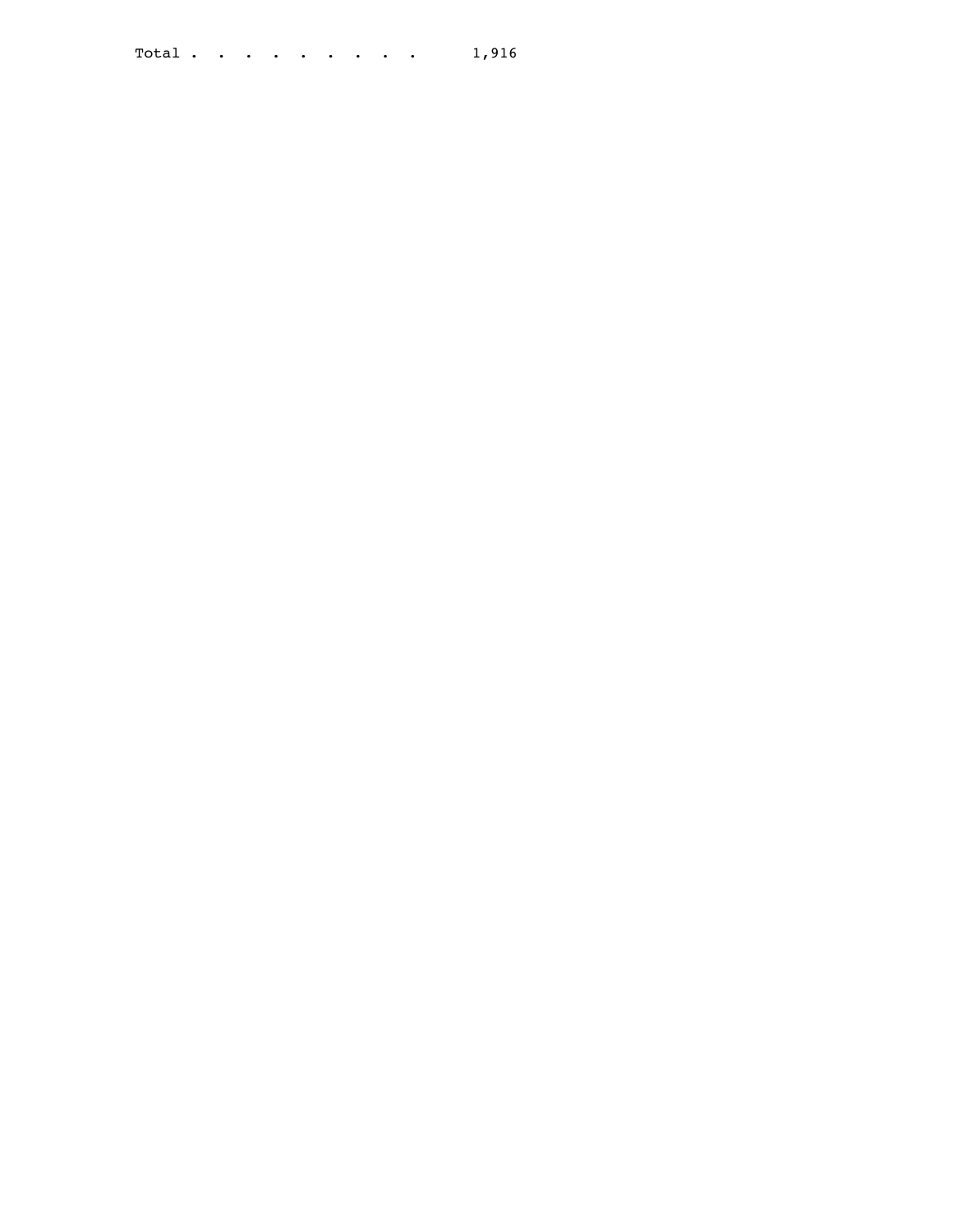| | |
|---|---|
| Total . . . . . . . . . . | 1,916 |